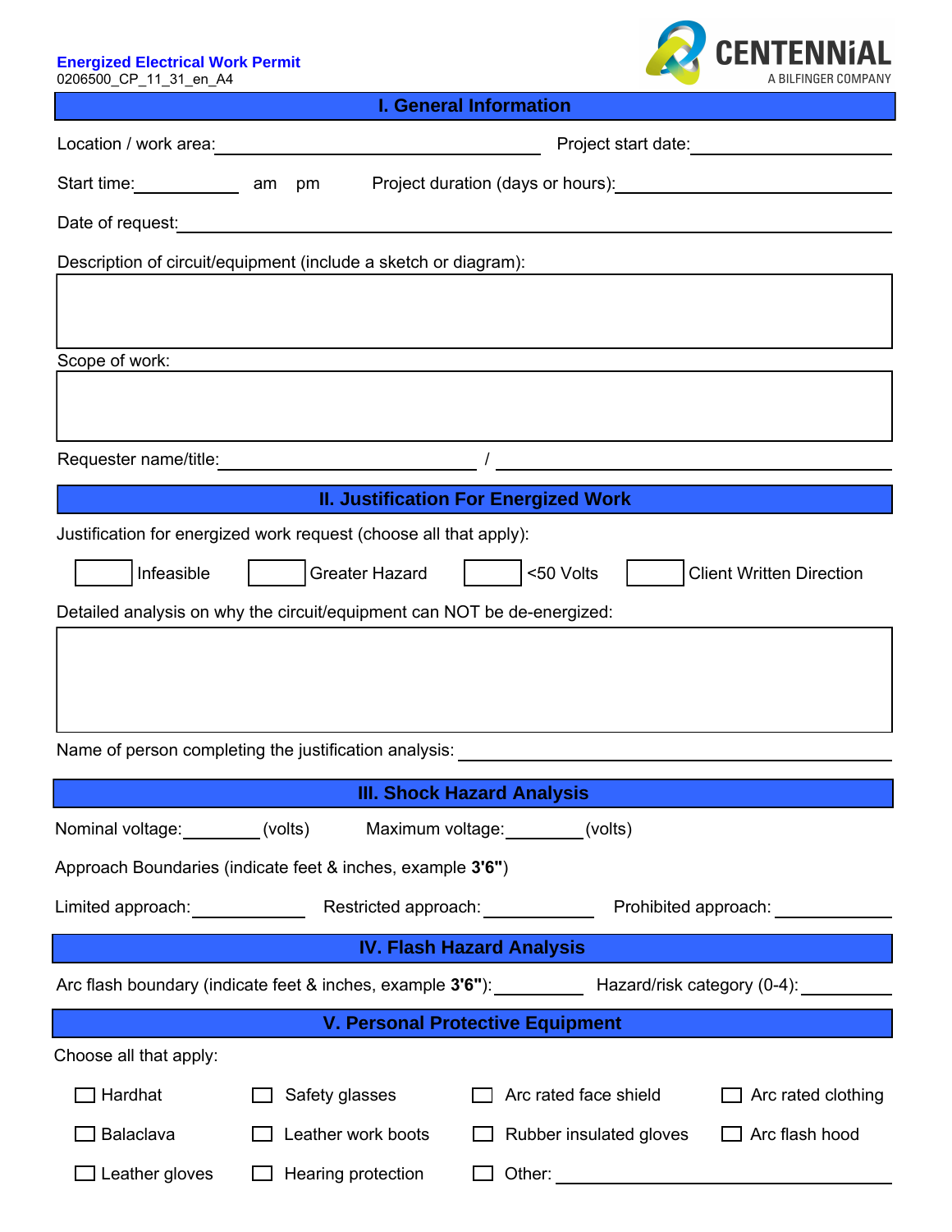**Energized Electrical Work Permit**
0206500_CP_11_31_en_A4

CENTENNIAL
A BILFINGER COMPANY

## I. General Information

Location / work area: ______________________ Project start date: ______________

Start time: __________ am pm Project duration (days or hours): ______________

Date of request: ______________________________________________

Description of circuit/equipment (include a sketch or diagram):

Scope of work:

Requester name/title: ______________________ / ______________________

## II. Justification For Energized Work

Justification for energized work request (choose all that apply):

☐ Infeasible ☐ Greater Hazard ☐ <50 Volts ☐ Client Written Direction

Detailed analysis on why the circuit/equipment can NOT be de-energized:

Name of person completing the justification analysis: ______________________

## III. Shock Hazard Analysis

Nominal voltage: ________ (volts) Maximum voltage: ________ (volts)

Approach Boundaries (indicate feet & inches, example **3'6"**)

Limited approach: __________ Restricted approach: __________ Prohibited approach: __________

## IV. Flash Hazard Analysis

Arc flash boundary (indicate feet & inches, example **3'6"**): __________ Hazard/risk category (0-4): __________

## V. Personal Protective Equipment

Choose all that apply:

- ☐ Hardhat
- ☐ Safety glasses
- ☐ Arc rated face shield
- ☐ Arc rated clothing
- ☐ Balaclava
- ☐ Leather work boots
- ☐ Rubber insulated gloves
- ☐ Arc flash hood
- ☐ Leather gloves
- ☐ Hearing protection
- ☐ Other: ______________________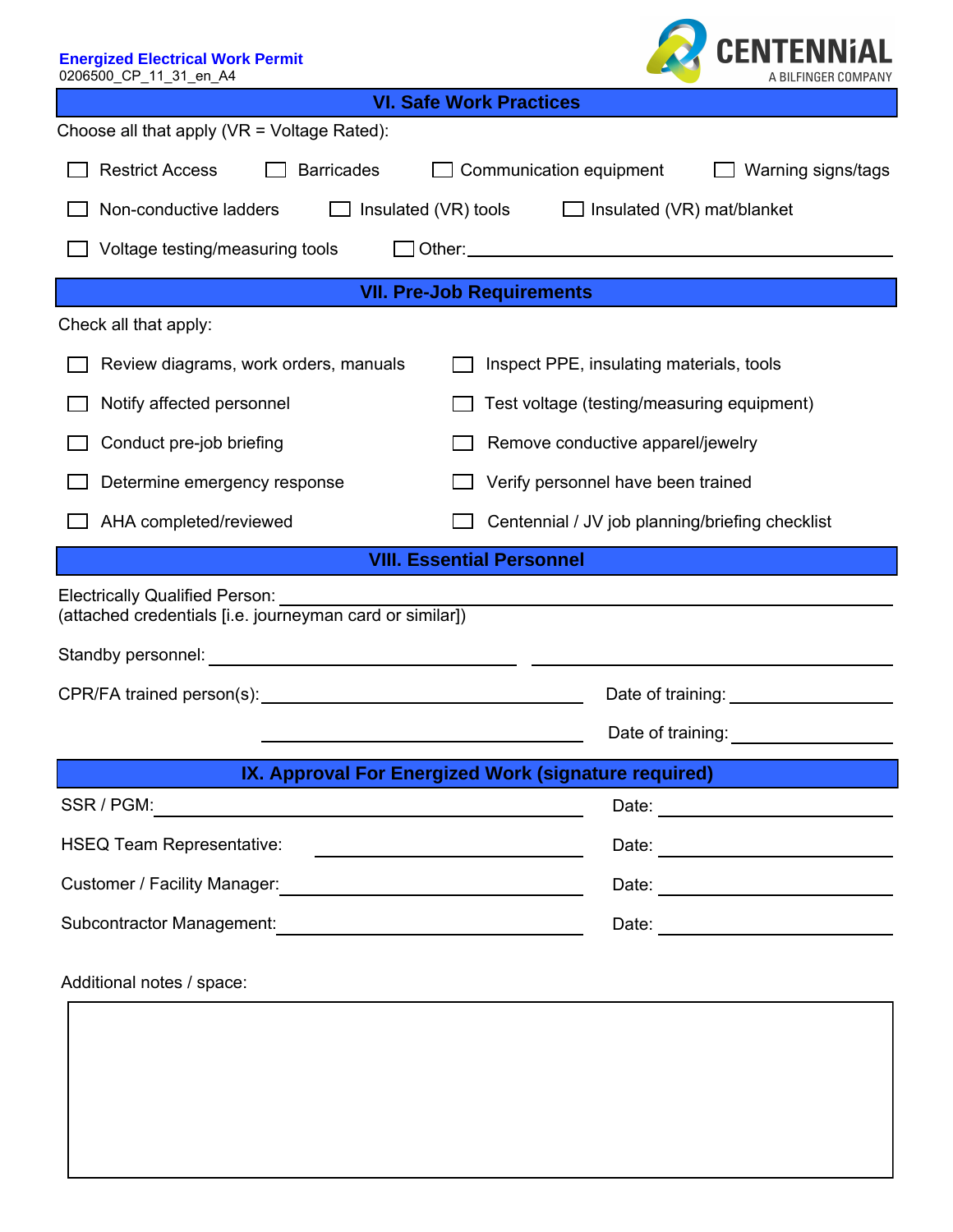**Energized Electrical Work Permit**
0206500_CP_11_31_en_A4

## VI. Safe Work Practices

Choose all that apply (VR = Voltage Rated):

- ☐ Restrict Access
- ☐ Barricades
- ☐ Communication equipment
- ☐ Warning signs/tags
- ☐ Non-conductive ladders
- ☐ Insulated (VR) tools
- ☐ Insulated (VR) mat/blanket
- ☐ Voltage testing/measuring tools
- ☐ Other: ______________________________

## VII. Pre-Job Requirements

Check all that apply:

- ☐ Review diagrams, work orders, manuals
- ☐ Inspect PPE, insulating materials, tools
- ☐ Notify affected personnel
- ☐ Test voltage (testing/measuring equipment)
- ☐ Conduct pre-job briefing
- ☐ Remove conductive apparel/jewelry
- ☐ Determine emergency response
- ☐ Verify personnel have been trained
- ☐ AHA completed/reviewed
- ☐ Centennial / JV job planning/briefing checklist

## VIII. Essential Personnel

Electrically Qualified Person: ______________________________
(attached credentials [i.e. journeyman card or similar])

Standby personnel: ____________________ ____________________

CPR/FA trained person(s): ____________________ Date of training: ____________

____________________ Date of training: ____________

## IX. Approval For Energized Work (signature required)

SSR / PGM: ____________________ Date: ____________

HSEQ Team Representative: ____________________ Date: ____________

Customer / Facility Manager: ____________________ Date: ____________

Subcontractor Management: ____________________ Date: ____________

Additional notes / space: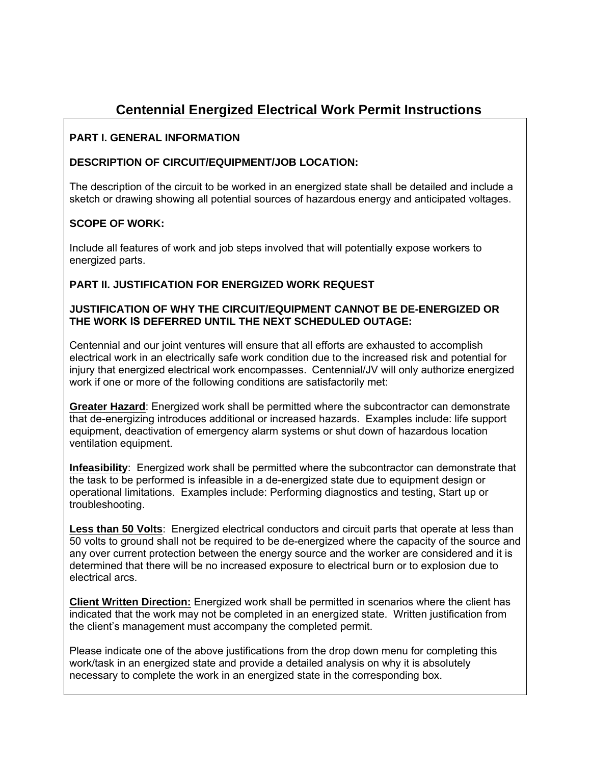# Centennial Energized Electrical Work Permit Instructions

**PART I. GENERAL INFORMATION**

**DESCRIPTION OF CIRCUIT/EQUIPMENT/JOB LOCATION:**

The description of the circuit to be worked in an energized state shall be detailed and include a sketch or drawing showing all potential sources of hazardous energy and anticipated voltages.

**SCOPE OF WORK:**

Include all features of work and job steps involved that will potentially expose workers to energized parts.

**PART II. JUSTIFICATION FOR ENERGIZED WORK REQUEST**

**JUSTIFICATION OF WHY THE CIRCUIT/EQUIPMENT CANNOT BE DE-ENERGIZED OR THE WORK IS DEFERRED UNTIL THE NEXT SCHEDULED OUTAGE:**

Centennial and our joint ventures will ensure that all efforts are exhausted to accomplish electrical work in an electrically safe work condition due to the increased risk and potential for injury that energized electrical work encompasses. Centennial/JV will only authorize energized work if one or more of the following conditions are satisfactorily met:

**Greater Hazard**: Energized work shall be permitted where the subcontractor can demonstrate that de-energizing introduces additional or increased hazards. Examples include: life support equipment, deactivation of emergency alarm systems or shut down of hazardous location ventilation equipment.

**Infeasibility**: Energized work shall be permitted where the subcontractor can demonstrate that the task to be performed is infeasible in a de-energized state due to equipment design or operational limitations. Examples include: Performing diagnostics and testing, Start up or troubleshooting.

**Less than 50 Volts**: Energized electrical conductors and circuit parts that operate at less than 50 volts to ground shall not be required to be de-energized where the capacity of the source and any over current protection between the energy source and the worker are considered and it is determined that there will be no increased exposure to electrical burn or to explosion due to electrical arcs.

**Client Written Direction:** Energized work shall be permitted in scenarios where the client has indicated that the work may not be completed in an energized state. Written justification from the client's management must accompany the completed permit.

Please indicate one of the above justifications from the drop down menu for completing this work/task in an energized state and provide a detailed analysis on why it is absolutely necessary to complete the work in an energized state in the corresponding box.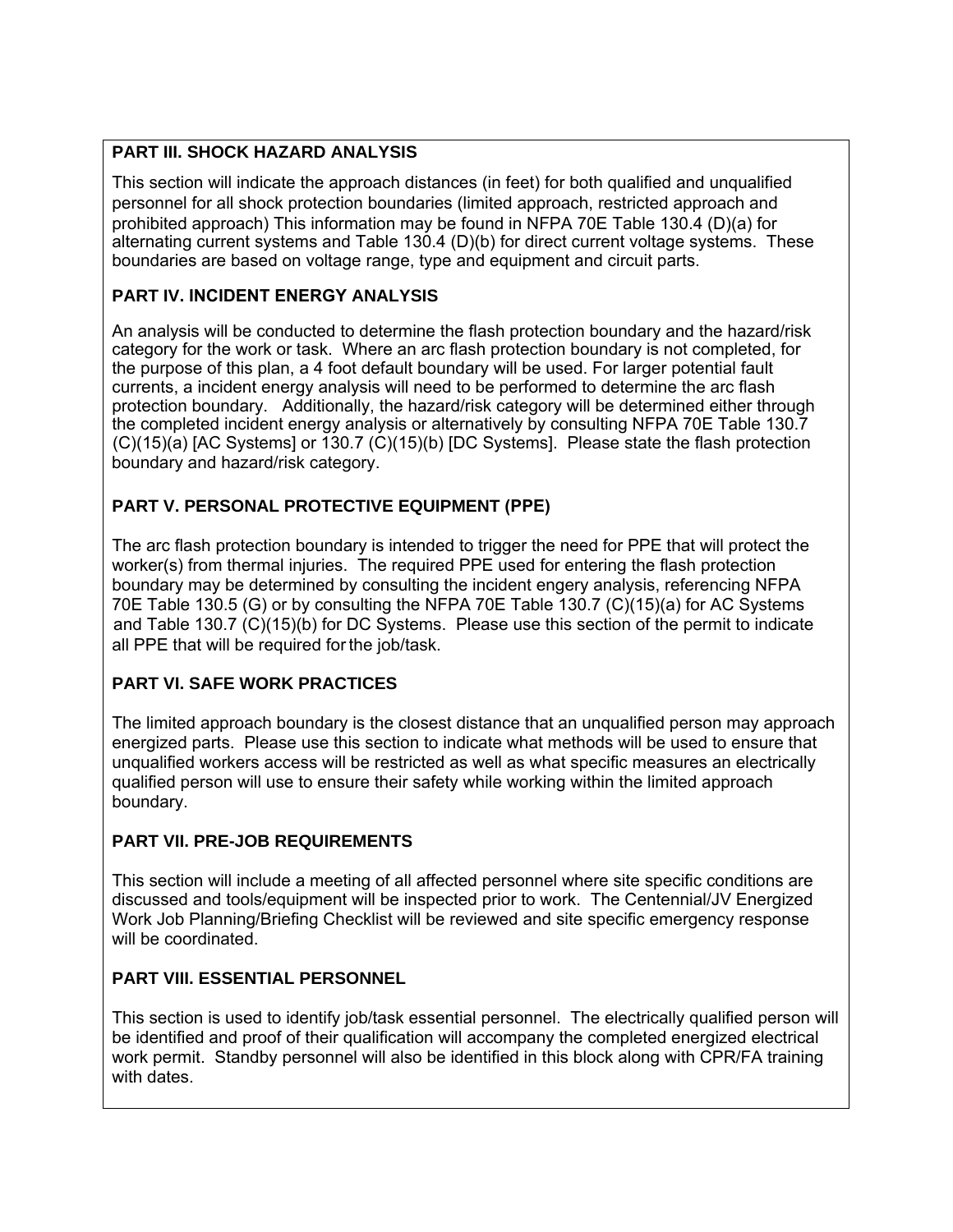**PART III. SHOCK HAZARD ANALYSIS**

This section will indicate the approach distances (in feet) for both qualified and unqualified personnel for all shock protection boundaries (limited approach, restricted approach and prohibited approach) This information may be found in NFPA 70E Table 130.4 (D)(a) for alternating current systems and Table 130.4 (D)(b) for direct current voltage systems. These boundaries are based on voltage range, type and equipment and circuit parts.

**PART IV. INCIDENT ENERGY ANALYSIS**

An analysis will be conducted to determine the flash protection boundary and the hazard/risk category for the work or task. Where an arc flash protection boundary is not completed, for the purpose of this plan, a 4 foot default boundary will be used. For larger potential fault currents, a incident energy analysis will need to be performed to determine the arc flash protection boundary. Additionally, the hazard/risk category will be determined either through the completed incident energy analysis or alternatively by consulting NFPA 70E Table 130.7 (C)(15)(a) [AC Systems] or 130.7 (C)(15)(b) [DC Systems]. Please state the flash protection boundary and hazard/risk category.

**PART V. PERSONAL PROTECTIVE EQUIPMENT (PPE)**

The arc flash protection boundary is intended to trigger the need for PPE that will protect the worker(s) from thermal injuries. The required PPE used for entering the flash protection boundary may be determined by consulting the incident engery analysis, referencing NFPA 70E Table 130.5 (G) or by consulting the NFPA 70E Table 130.7 (C)(15)(a) for AC Systems and Table 130.7 (C)(15)(b) for DC Systems. Please use this section of the permit to indicate all PPE that will be required for the job/task.

**PART VI. SAFE WORK PRACTICES**

The limited approach boundary is the closest distance that an unqualified person may approach energized parts. Please use this section to indicate what methods will be used to ensure that unqualified workers access will be restricted as well as what specific measures an electrically qualified person will use to ensure their safety while working within the limited approach boundary.

**PART VII. PRE-JOB REQUIREMENTS**

This section will include a meeting of all affected personnel where site specific conditions are discussed and tools/equipment will be inspected prior to work. The Centennial/JV Energized Work Job Planning/Briefing Checklist will be reviewed and site specific emergency response will be coordinated.

**PART VIII. ESSENTIAL PERSONNEL**

This section is used to identify job/task essential personnel. The electrically qualified person will be identified and proof of their qualification will accompany the completed energized electrical work permit. Standby personnel will also be identified in this block along with CPR/FA training with dates.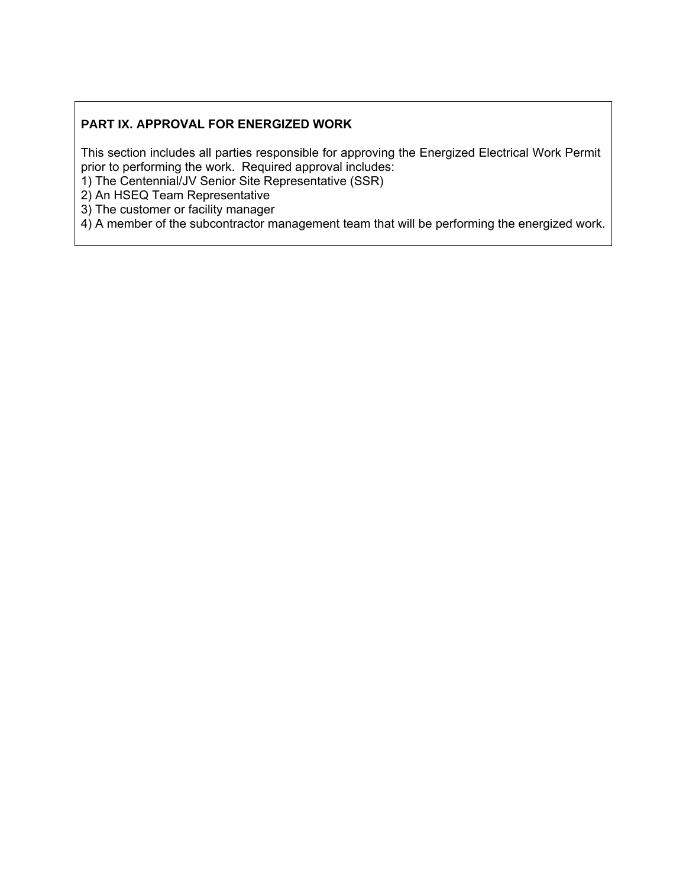**PART IX. APPROVAL FOR ENERGIZED WORK**

This section includes all parties responsible for approving the Energized Electrical Work Permit prior to performing the work. Required approval includes:

1) The Centennial/JV Senior Site Representative (SSR)
2) An HSEQ Team Representative
3) The customer or facility manager
4) A member of the subcontractor management team that will be performing the energized work.